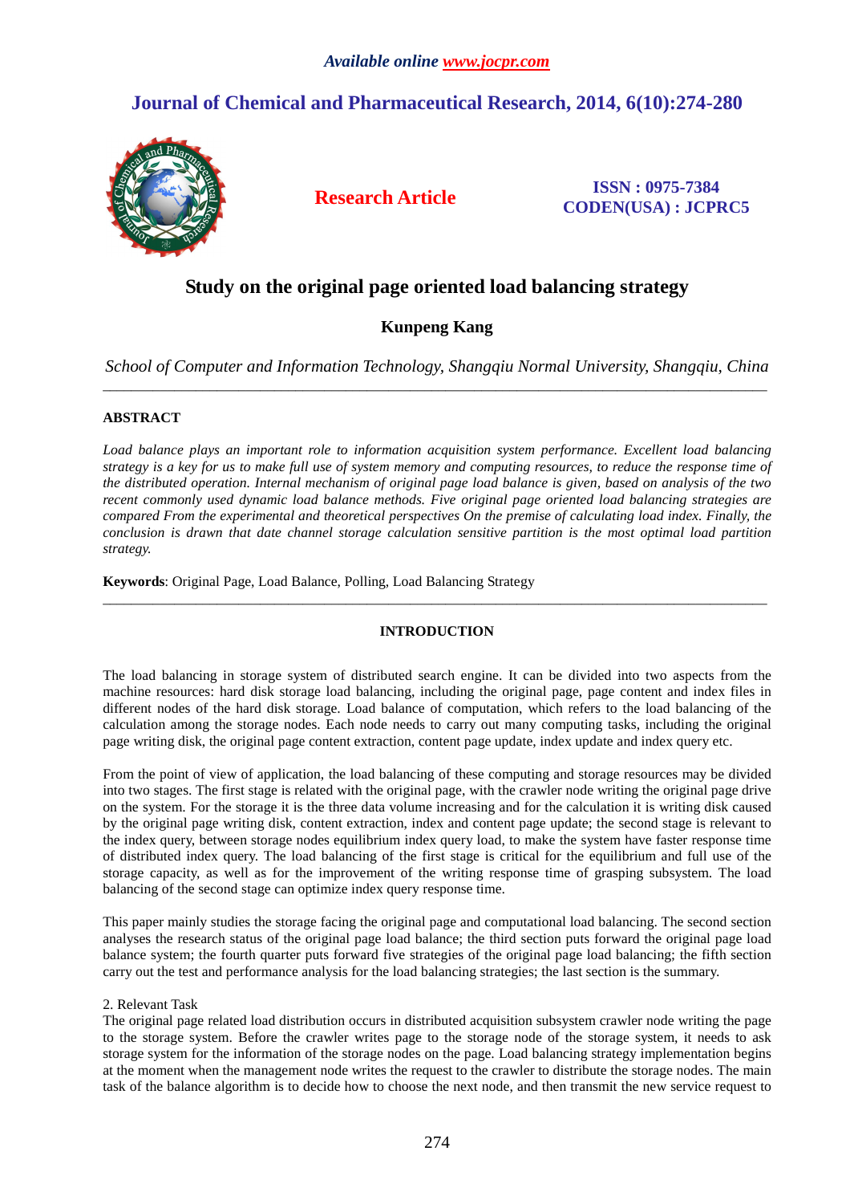*Available online www.jocpr.com*

# Journal of Chemical and Pharmaceutical Research, 2014, 6(10):274-280

**Research Article**

**ISSN : 0975-7384**
**CODEN(USA) : JCPRC5**

## Study on the original page oriented load balancing strategy

**Kunpeng Kang**

*School of Computer and Information Technology, Shangqiu Normal University, Shangqiu, China*

---

**ABSTRACT**

*Load balance plays an important role to information acquisition system performance. Excellent load balancing strategy is a key for us to make full use of system memory and computing resources, to reduce the response time of the distributed operation. Internal mechanism of original page load balance is given, based on analysis of the two recent commonly used dynamic load balance methods. Five original page oriented load balancing strategies are compared From the experimental and theoretical perspectives On the premise of calculating load index. Finally, the conclusion is drawn that date channel storage calculation sensitive partition is the most optimal load partition strategy.*

**Keywords**: Original Page, Load Balance, Polling, Load Balancing Strategy

---

**INTRODUCTION**

The load balancing in storage system of distributed search engine. It can be divided into two aspects from the machine resources: hard disk storage load balancing, including the original page, page content and index files in different nodes of the hard disk storage. Load balance of computation, which refers to the load balancing of the calculation among the storage nodes. Each node needs to carry out many computing tasks, including the original page writing disk, the original page content extraction, content page update, index update and index query etc.

From the point of view of application, the load balancing of these computing and storage resources may be divided into two stages. The first stage is related with the original page, with the crawler node writing the original page drive on the system. For the storage it is the three data volume increasing and for the calculation it is writing disk caused by the original page writing disk, content extraction, index and content page update; the second stage is relevant to the index query, between storage nodes equilibrium index query load, to make the system have faster response time of distributed index query. The load balancing of the first stage is critical for the equilibrium and full use of the storage capacity, as well as for the improvement of the writing response time of grasping subsystem. The load balancing of the second stage can optimize index query response time.

This paper mainly studies the storage facing the original page and computational load balancing. The second section analyses the research status of the original page load balance; the third section puts forward the original page load balance system; the fourth quarter puts forward five strategies of the original page load balancing; the fifth section carry out the test and performance analysis for the load balancing strategies; the last section is the summary.

2. Relevant Task

The original page related load distribution occurs in distributed acquisition subsystem crawler node writing the page to the storage system. Before the crawler writes page to the storage node of the storage system, it needs to ask storage system for the information of the storage nodes on the page. Load balancing strategy implementation begins at the moment when the management node writes the request to the crawler to distribute the storage nodes. The main task of the balance algorithm is to decide how to choose the next node, and then transmit the new service request to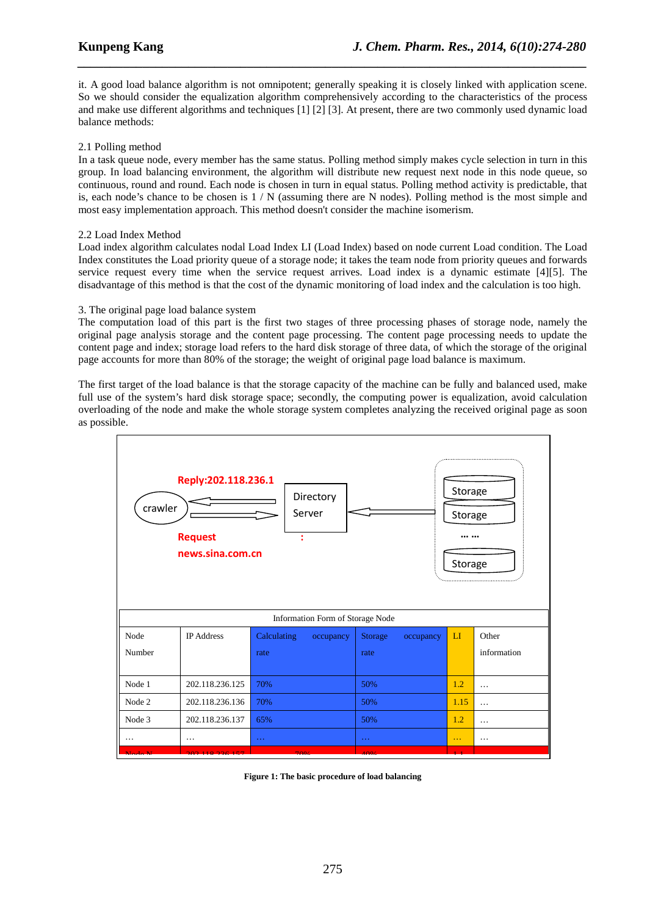it. A good load balance algorithm is not omnipotent; generally speaking it is closely linked with application scene. So we should consider the equalization algorithm comprehensively according to the characteristics of the process and make use different algorithms and techniques [1] [2] [3]. At present, there are two commonly used dynamic load balance methods:

2.1 Polling method

In a task queue node, every member has the same status. Polling method simply makes cycle selection in turn in this group. In load balancing environment, the algorithm will distribute new request next node in this node queue, so continuous, round and round. Each node is chosen in turn in equal status. Polling method activity is predictable, that is, each node's chance to be chosen is 1 / N (assuming there are N nodes). Polling method is the most simple and most easy implementation approach. This method doesn't consider the machine isomerism.

2.2 Load Index Method

Load index algorithm calculates nodal Load Index LI (Load Index) based on node current Load condition. The Load Index constitutes the Load priority queue of a storage node; it takes the team node from priority queues and forwards service request every time when the service request arrives. Load index is a dynamic estimate [4][5]. The disadvantage of this method is that the cost of the dynamic monitoring of load index and the calculation is too high.

3. The original page load balance system

The computation load of this part is the first two stages of three processing phases of storage node, namely the original page analysis storage and the content page processing. The content page processing needs to update the content page and index; storage load refers to the hard disk storage of three data, of which the storage of the original page accounts for more than 80% of the storage; the weight of original page load balance is maximum.

The first target of the load balance is that the storage capacity of the machine can be fully and balanced used, make full use of the system's hard disk storage space; secondly, the computing power is equalization, avoid calculation overloading of the node and make the whole storage system completes analyzing the received original page as soon as possible.

Reply:202.118.236.1

crawler

Directory Server

Storage

Storage

… …

Storage

Request

news.sina.com.cn

Information Form of Storage Node

| Node Number | IP Address | Calculating occupancy rate | Storage occupancy rate | LI | Other information |
|---|---|---|---|---|---|
| Node 1 | 202.118.236.125 | 70% | 50% | 1.2 | … |
| Node 2 | 202.118.236.136 | 70% | 50% | 1.15 | … |
| Node 3 | 202.118.236.137 | 65% | 50% | 1.2 | … |
| … | … | … | … | … | … |
| Node N | 202.118.236.157 | 70% | 40% | 1.1 | |

**Figure 1: The basic procedure of load balancing**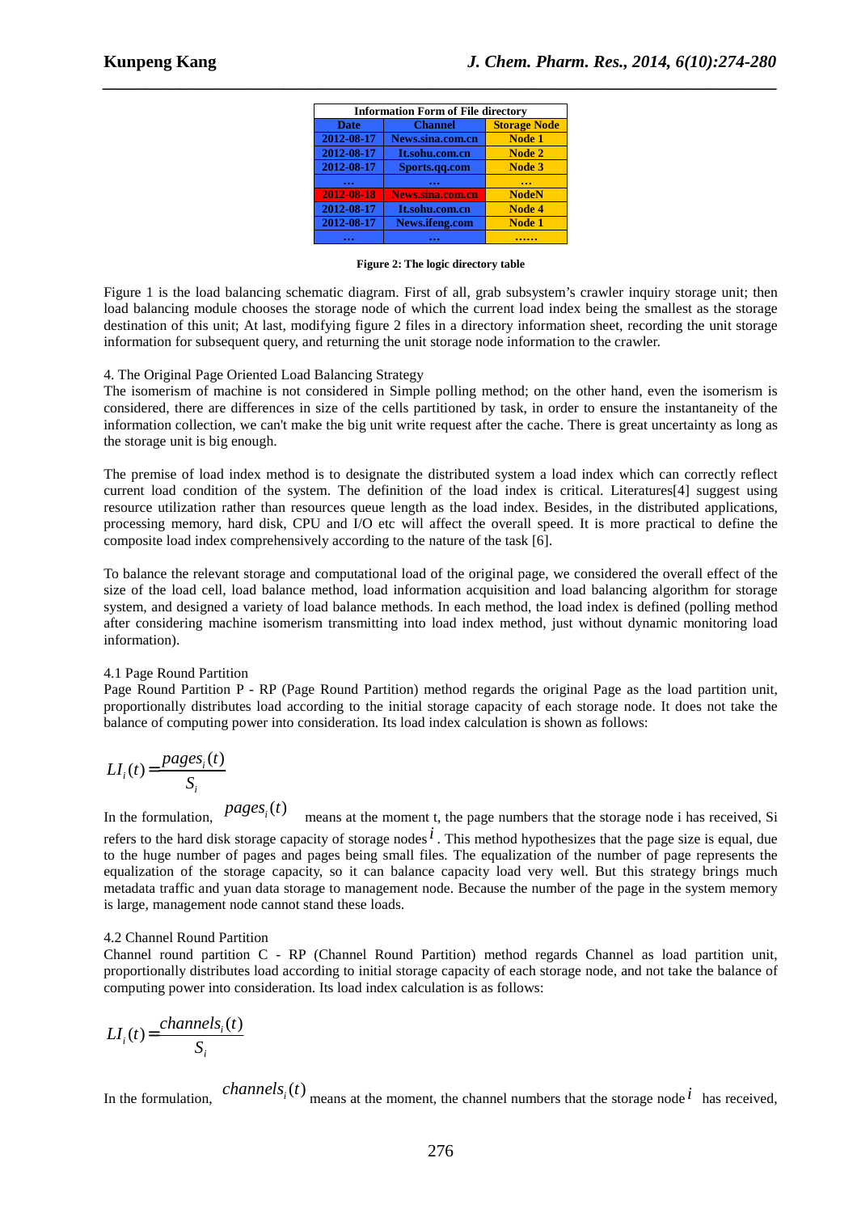| Information Form of File directory | | |
|---|---|---|
| Date | Channel | Storage Node |
| 2012-08-17 | News.sina.com.cn | Node 1 |
| 2012-08-17 | It.sohu.com.cn | Node 2 |
| 2012-08-17 | Sports.qq.com | Node 3 |
| … | … | … |
| 2012-08-18 | News.sina.com.cn | NodeN |
| 2012-08-17 | It.sohu.com.cn | Node 4 |
| 2012-08-17 | News.ifeng.com | Node 1 |
| … | … | …… |

**Figure 2: The logic directory table**

Figure 1 is the load balancing schematic diagram. First of all, grab subsystem's crawler inquiry storage unit; then load balancing module chooses the storage node of which the current load index being the smallest as the storage destination of this unit; At last, modifying figure 2 files in a directory information sheet, recording the unit storage information for subsequent query, and returning the unit storage node information to the crawler.

4. The Original Page Oriented Load Balancing Strategy

The isomerism of machine is not considered in Simple polling method; on the other hand, even the isomerism is considered, there are differences in size of the cells partitioned by task, in order to ensure the instantaneity of the information collection, we can't make the big unit write request after the cache. There is great uncertainty as long as the storage unit is big enough.

The premise of load index method is to designate the distributed system a load index which can correctly reflect current load condition of the system. The definition of the load index is critical. Literatures[4] suggest using resource utilization rather than resources queue length as the load index. Besides, in the distributed applications, processing memory, hard disk, CPU and I/O etc will affect the overall speed. It is more practical to define the composite load index comprehensively according to the nature of the task [6].

To balance the relevant storage and computational load of the original page, we considered the overall effect of the size of the load cell, load balance method, load information acquisition and load balancing algorithm for storage system, and designed a variety of load balance methods. In each method, the load index is defined (polling method after considering machine isomerism transmitting into load index method, just without dynamic monitoring load information).

4.1 Page Round Partition

Page Round Partition P - RP (Page Round Partition) method regards the original Page as the load partition unit, proportionally distributes load according to the initial storage capacity of each storage node. It does not take the balance of computing power into consideration. Its load index calculation is shown as follows:

$$LI_i(t) = \frac{pages_i(t)}{S_i}$$

In the formulation, $pages_i(t)$ means at the moment t, the page numbers that the storage node i has received, Si refers to the hard disk storage capacity of storage nodes $i$. This method hypothesizes that the page size is equal, due to the huge number of pages and pages being small files. The equalization of the number of page represents the equalization of the storage capacity, so it can balance capacity load very well. But this strategy brings much metadata traffic and yuan data storage to management node. Because the number of the page in the system memory is large, management node cannot stand these loads.

4.2 Channel Round Partition

Channel round partition C - RP (Channel Round Partition) method regards Channel as load partition unit, proportionally distributes load according to initial storage capacity of each storage node, and not take the balance of computing power into consideration. Its load index calculation is as follows:

$$LI_i(t) = \frac{channels_i(t)}{S_i}$$

In the formulation, $channels_i(t)$ means at the moment, the channel numbers that the storage node $i$ has received,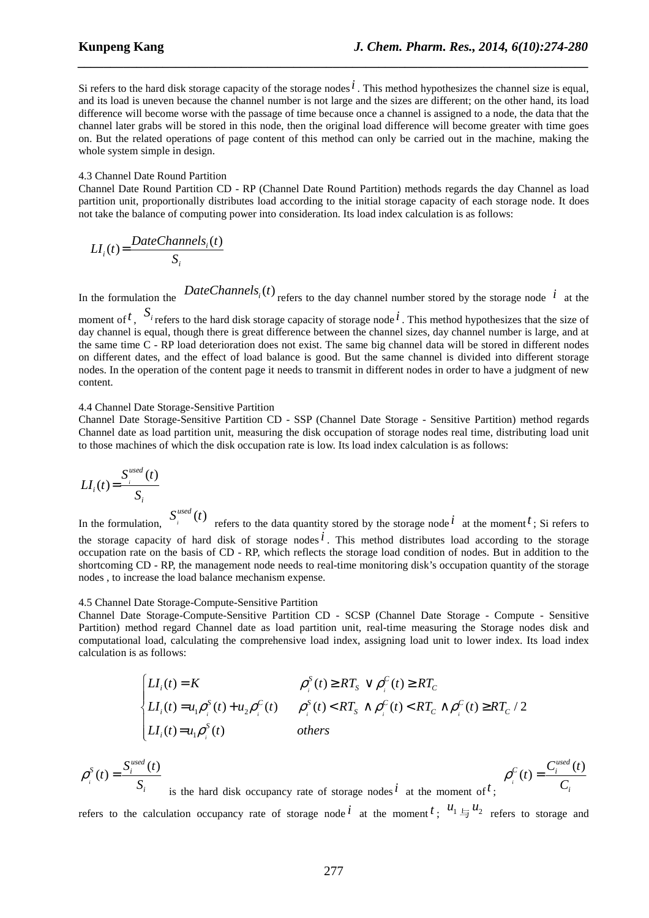Si refers to the hard disk storage capacity of the storage nodes $i$. This method hypothesizes the channel size is equal, and its load is uneven because the channel number is not large and the sizes are different; on the other hand, its load difference will become worse with the passage of time because once a channel is assigned to a node, the data that the channel later grabs will be stored in this node, then the original load difference will become greater with time goes on. But the related operations of page content of this method can only be carried out in the machine, making the whole system simple in design.

4.3 Channel Date Round Partition

Channel Date Round Partition CD - RP (Channel Date Round Partition) methods regards the day Channel as load partition unit, proportionally distributes load according to the initial storage capacity of each storage node. It does not take the balance of computing power into consideration. Its load index calculation is as follows:

$$LI_i(t) = \frac{DateChannels_i(t)}{S_i}$$

In the formulation the $DateChannels_i(t)$ refers to the day channel number stored by the storage node $i$ at the moment of $t$, $S_i$ refers to the hard disk storage capacity of storage node $i$. This method hypothesizes that the size of day channel is equal, though there is great difference between the channel sizes, day channel number is large, and at the same time C - RP load deterioration does not exist. The same big channel data will be stored in different nodes on different dates, and the effect of load balance is good. But the same channel is divided into different storage nodes. In the operation of the content page it needs to transmit in different nodes in order to have a judgment of new content.

4.4 Channel Date Storage-Sensitive Partition

Channel Date Storage-Sensitive Partition CD - SSP (Channel Date Storage - Sensitive Partition) method regards Channel date as load partition unit, measuring the disk occupation of storage nodes real time, distributing load unit to those machines of which the disk occupation rate is low. Its load index calculation is as follows:

$$LI_i(t) = \frac{S_i^{used}(t)}{S_i}$$

In the formulation, $S_i^{used}(t)$ refers to the data quantity stored by the storage node $i$ at the moment $t$; Si refers to the storage capacity of hard disk of storage nodes $i$. This method distributes load according to the storage occupation rate on the basis of CD - RP, which reflects the storage load condition of nodes. But in addition to the shortcoming CD - RP, the management node needs to real-time monitoring disk's occupation quantity of the storage nodes , to increase the load balance mechanism expense.

4.5 Channel Date Storage-Compute-Sensitive Partition

Channel Date Storage-Compute-Sensitive Partition CD - SCSP (Channel Date Storage - Compute - Sensitive Partition) method regard Channel date as load partition unit, real-time measuring the Storage nodes disk and computational load, calculating the comprehensive load index, assigning load unit to lower index. Its load index calculation is as follows:

$$\begin{cases} LI_i(t) = K & \rho_i^S(t) \geq RT_S \lor \rho_i^C(t) \geq RT_C \\ LI_i(t) = u_1\rho_i^S(t) + u_2\rho_i^C(t) & \rho_i^S(t) < RT_S \land \rho_i^C(t) < RT_C \land \rho_i^C(t) \geq RT_C / 2 \\ LI_i(t) = u_1\rho_i^S(t) & others \end{cases}$$

$\rho_i^S(t) = \frac{S_i^{used}(t)}{S_i}$ is the hard disk occupancy rate of storage nodes $i$ at the moment of $t$; $\rho_i^C(t) = \frac{C_i^{used}(t)}{C_i}$ refers to the calculation occupancy rate of storage node $i$ at the moment $t$; $u_1$ 与 $u_2$ refers to storage and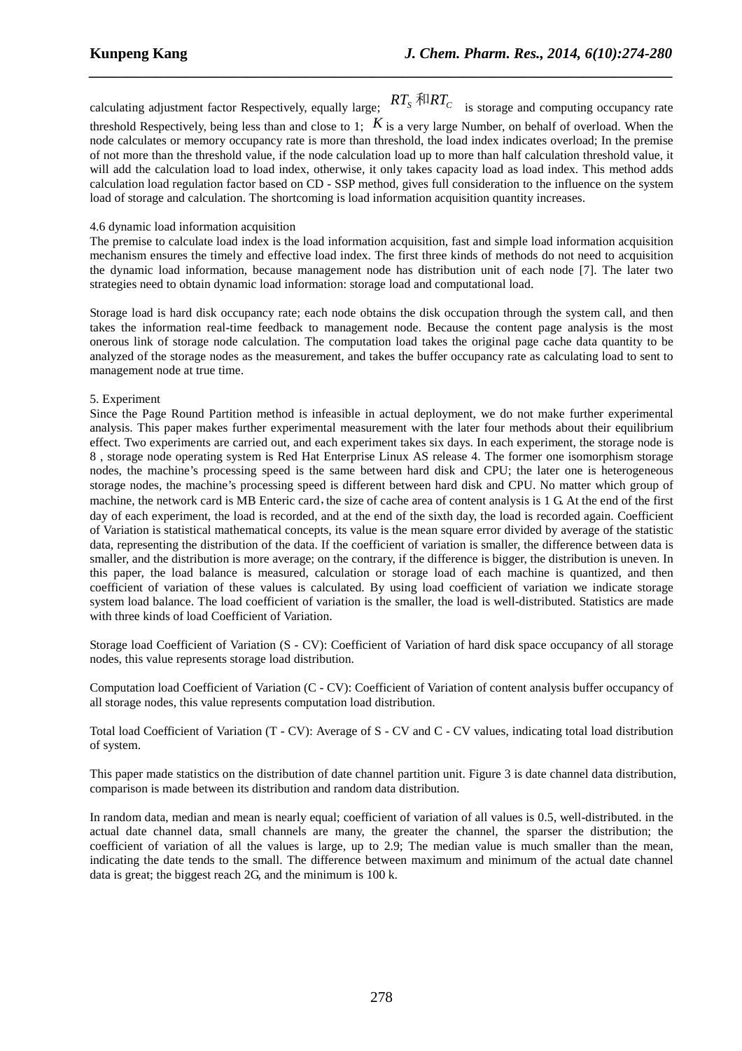calculating adjustment factor Respectively, equally large; $RT_S$ 和$RT_C$ is storage and computing occupancy rate threshold Respectively, being less than and close to 1; $K$ is a very large Number, on behalf of overload. When the node calculates or memory occupancy rate is more than threshold, the load index indicates overload; In the premise of not more than the threshold value, if the node calculation load up to more than half calculation threshold value, it will add the calculation load to load index, otherwise, it only takes capacity load as load index. This method adds calculation load regulation factor based on CD - SSP method, gives full consideration to the influence on the system load of storage and calculation. The shortcoming is load information acquisition quantity increases.

4.6 dynamic load information acquisition

The premise to calculate load index is the load information acquisition, fast and simple load information acquisition mechanism ensures the timely and effective load index. The first three kinds of methods do not need to acquisition the dynamic load information, because management node has distribution unit of each node [7]. The later two strategies need to obtain dynamic load information: storage load and computational load.

Storage load is hard disk occupancy rate; each node obtains the disk occupation through the system call, and then takes the information real-time feedback to management node. Because the content page analysis is the most onerous link of storage node calculation. The computation load takes the original page cache data quantity to be analyzed of the storage nodes as the measurement, and takes the buffer occupancy rate as calculating load to sent to management node at true time.

5. Experiment

Since the Page Round Partition method is infeasible in actual deployment, we do not make further experimental analysis. This paper makes further experimental measurement with the later four methods about their equilibrium effect. Two experiments are carried out, and each experiment takes six days. In each experiment, the storage node is 8 , storage node operating system is Red Hat Enterprise Linux AS release 4. The former one isomorphism storage nodes, the machine's processing speed is the same between hard disk and CPU; the later one is heterogeneous storage nodes, the machine's processing speed is different between hard disk and CPU. No matter which group of machine, the network card is MB Enteric card，the size of cache area of content analysis is 1 G. At the end of the first day of each experiment, the load is recorded, and at the end of the sixth day, the load is recorded again. Coefficient of Variation is statistical mathematical concepts, its value is the mean square error divided by average of the statistic data, representing the distribution of the data. If the coefficient of variation is smaller, the difference between data is smaller, and the distribution is more average; on the contrary, if the difference is bigger, the distribution is uneven. In this paper, the load balance is measured, calculation or storage load of each machine is quantized, and then coefficient of variation of these values is calculated. By using load coefficient of variation we indicate storage system load balance. The load coefficient of variation is the smaller, the load is well-distributed. Statistics are made with three kinds of load Coefficient of Variation.

Storage load Coefficient of Variation (S - CV): Coefficient of Variation of hard disk space occupancy of all storage nodes, this value represents storage load distribution.

Computation load Coefficient of Variation (C - CV): Coefficient of Variation of content analysis buffer occupancy of all storage nodes, this value represents computation load distribution.

Total load Coefficient of Variation (T - CV): Average of S - CV and C - CV values, indicating total load distribution of system.

This paper made statistics on the distribution of date channel partition unit. Figure 3 is date channel data distribution, comparison is made between its distribution and random data distribution.

In random data, median and mean is nearly equal; coefficient of variation of all values is 0.5, well-distributed. in the actual date channel data, small channels are many, the greater the channel, the sparser the distribution; the coefficient of variation of all the values is large, up to 2.9; The median value is much smaller than the mean, indicating the date tends to the small. The difference between maximum and minimum of the actual date channel data is great; the biggest reach 2G, and the minimum is 100 k.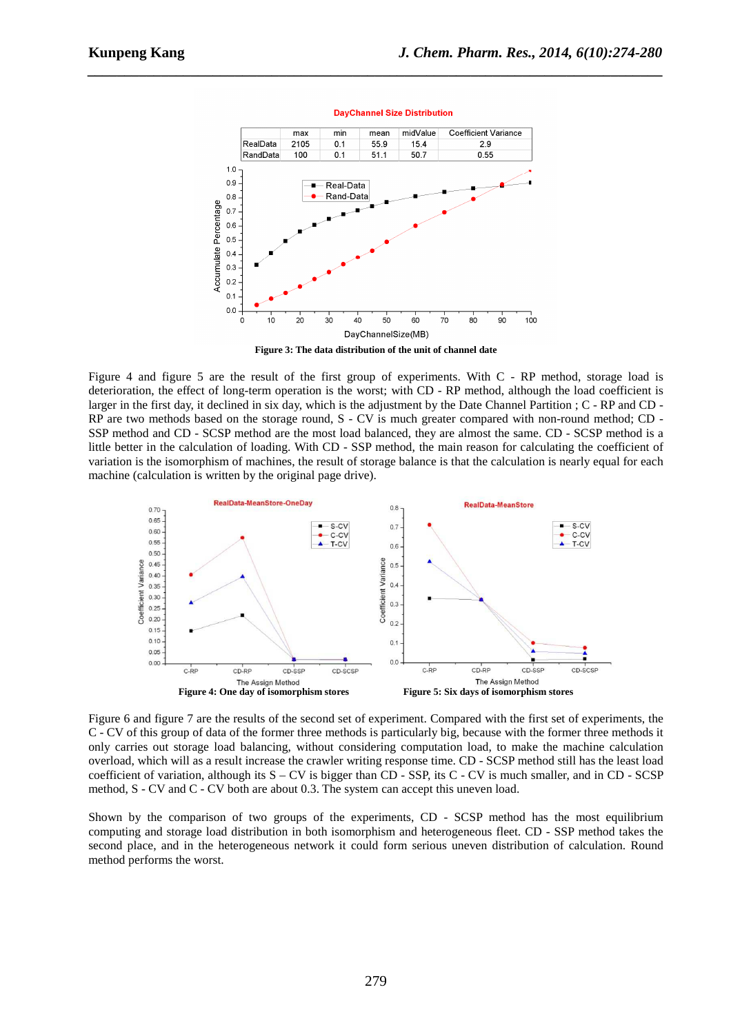DayChannel Size Distribution

|  | max | min | mean | midValue | Coefficient Variance |
|---|---|---|---|---|---|
| RealData | 2105 | 0.1 | 55.9 | 15.4 | 2.9 |
| RandData | 100 | 0.1 | 51.1 | 50.7 | 0.55 |

**Figure 3: The data distribution of the unit of channel date**

Figure 4 and figure 5 are the result of the first group of experiments. With C - RP method, storage load is deterioration, the effect of long-term operation is the worst; with CD - RP method, although the load coefficient is larger in the first day, it declined in six day, which is the adjustment by the Date Channel Partition ; C - RP and CD - RP are two methods based on the storage round, S - CV is much greater compared with non-round method; CD - SSP method and CD - SCSP method are the most load balanced, they are almost the same. CD - SCSP method is a little better in the calculation of loading. With CD - SSP method, the main reason for calculating the coefficient of variation is the isomorphism of machines, the result of storage balance is that the calculation is nearly equal for each machine (calculation is written by the original page drive).

**Figure 4: One day of isomorphism stores**

**Figure 5: Six days of isomorphism stores**

Figure 6 and figure 7 are the results of the second set of experiment. Compared with the first set of experiments, the C - CV of this group of data of the former three methods is particularly big, because with the former three methods it only carries out storage load balancing, without considering computation load, to make the machine calculation overload, which will as a result increase the crawler writing response time. CD - SCSP method still has the least load coefficient of variation, although its S – CV is bigger than CD - SSP, its C - CV is much smaller, and in CD - SCSP method, S - CV and C - CV both are about 0.3. The system can accept this uneven load.

Shown by the comparison of two groups of the experiments, CD - SCSP method has the most equilibrium computing and storage load distribution in both isomorphism and heterogeneous fleet. CD - SSP method takes the second place, and in the heterogeneous network it could form serious uneven distribution of calculation. Round method performs the worst.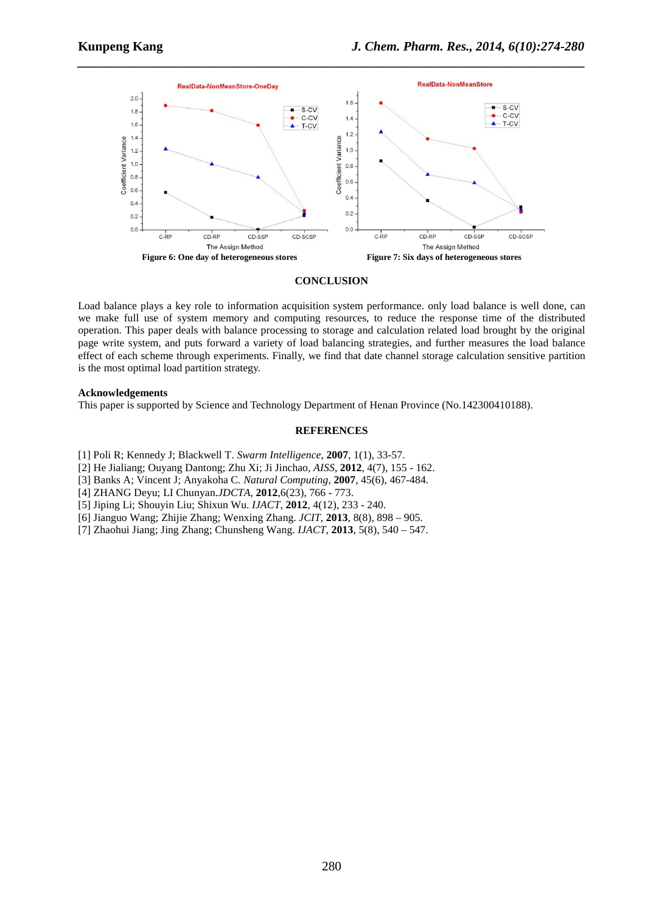RealData-NonMeanStore-OneDay

Coefficient Variance

2.0
1.8
1.6
1.4
1.2
1.0
0.8
0.6
0.4
0.2
0.0

S-CV
C-CV
T-CV

C-RP CD-RP CD-SSP CD-SCSP

The Assign Method

**Figure 6: One day of heterogeneous stores**

RealData-NonMeanStore

Coefficient Variance

1.6
1.4
1.2
1.0
0.8
0.6
0.4
0.2
0.0

S-CV
C-CV
T-CV

C-RP CD-RP CD-SSP CD-SCSP

The Assign Method

**Figure 7: Six days of heterogeneous stores**

## CONCLUSION

Load balance plays a key role to information acquisition system performance. only load balance is well done, can we make full use of system memory and computing resources, to reduce the response time of the distributed operation. This paper deals with balance processing to storage and calculation related load brought by the original page write system, and puts forward a variety of load balancing strategies, and further measures the load balance effect of each scheme through experiments. Finally, we find that date channel storage calculation sensitive partition is the most optimal load partition strategy.

**Acknowledgements**

This paper is supported by Science and Technology Department of Henan Province (No.142300410188).

## REFERENCES

[1] Poli R; Kennedy J; Blackwell T. *Swarm Intelligence*, **2007**, 1(1), 33-57.
[2] He Jialiang; Ouyang Dantong; Zhu Xi; Ji Jinchao, *AISS*, **2012**, 4(7), 155 - 162.
[3] Banks A; Vincent J; Anyakoha C. *Natural Computing*, **2007**, 45(6), 467-484.
[4] ZHANG Deyu; LI Chunyan.*JDCTA*, **2012**,6(23), 766 - 773.
[5] Jiping Li; Shouyin Liu; Shixun Wu. *IJACT*, **2012**, 4(12), 233 - 240.
[6] Jianguo Wang; Zhijie Zhang; Wenxing Zhang. *JCIT*, **2013**, 8(8), 898 – 905.
[7] Zhaohui Jiang; Jing Zhang; Chunsheng Wang. *IJACT*, **2013**, 5(8), 540 – 547.